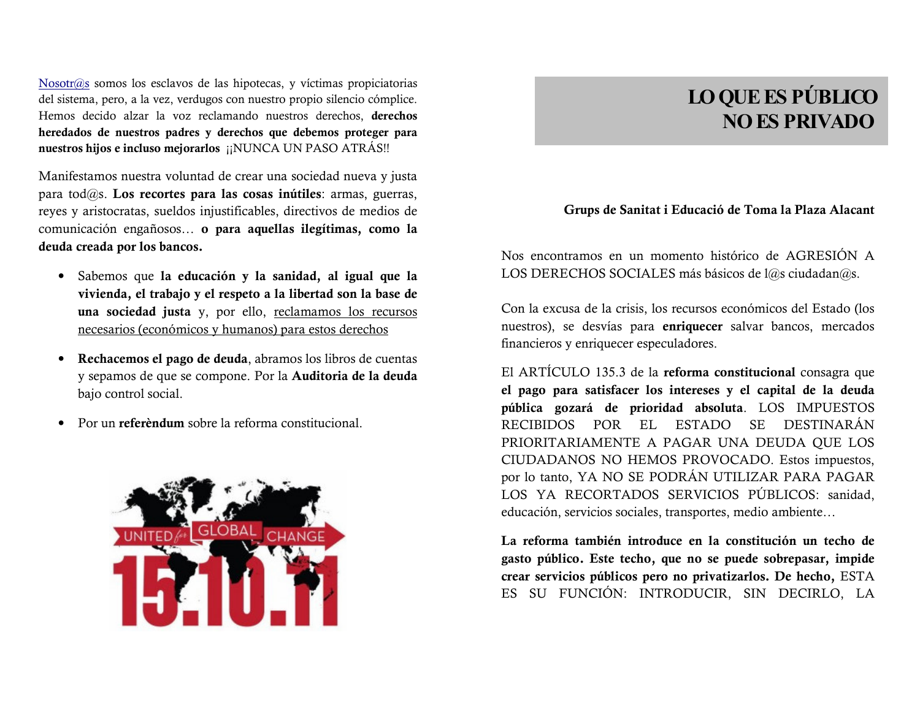Nosotr@s somos los esclavos de las hipotecas, y víctimas propiciatorias del sistema, pero, a la vez, verdugos con nuestro propio silencio cómplice. Hemos decido alzar la voz reclamando nuestros derechos, **derechos heredados de nuestros padres y derechos que debemos proteger para nuestros hijos e incluso mejorarlos** ¡¡NUNCA UN PASO ATRÁS!!

Manifestamos nuestra voluntad de crear una sociedad nueva y justa para tod@s. **Los recortes para las cosas inútiles**: armas, guerras, reyes y aristocratas, sueldos injustificables, directivos de medios de comunicación engañosos… **o para aquellas ilegítimas, como la deuda creada por los bancos.**

- Sabemos que **la educación y la sanidad, al igual que la vivienda, el trabajo y el respeto a la libertad son la base de una sociedad justa** y, por ello, reclamamos los recursos necesarios (económicos y humanos) para estos derechos
- **Rechacemos el pago de deuda**, abramos los libros de cuentas y sepamos de que se compone. Por la **Auditoria de la deuda** bajo control social.
- Por un **referèndum** sobre la reforma constitucional.

UNITED for GLOBAL CHANGE
15.10.11

# LO QUE ES PÚBLICO NO ES PRIVADO

**Grups de Sanitat i Educació de Toma la Plaza Alacant**

Nos encontramos en un momento histórico de AGRESIÓN A LOS DERECHOS SOCIALES más básicos de l@s ciudadan@s.

Con la excusa de la crisis, los recursos económicos del Estado (los nuestros), se desvías para **enriquecer** salvar bancos, mercados financieros y enriquecer especuladores.

El ARTÍCULO 135.3 de la **reforma constitucional** consagra que **el pago para satisfacer los intereses y el capital de la deuda pública gozará de prioridad absoluta**. LOS IMPUESTOS RECIBIDOS POR EL ESTADO SE DESTINARÁN PRIORITARIAMENTE A PAGAR UNA DEUDA QUE LOS CIUDADANOS NO HEMOS PROVOCADO. Estos impuestos, por lo tanto, YA NO SE PODRÁN UTILIZAR PARA PAGAR LOS YA RECORTADOS SERVICIOS PÚBLICOS: sanidad, educación, servicios sociales, transportes, medio ambiente…

**La reforma también introduce en la constitución un techo de gasto público. Este techo, que no se puede sobrepasar, impide crear servicios públicos pero no privatizarlos. De hecho,** ESTA ES SU FUNCIÓN: INTRODUCIR, SIN DECIRLO, LA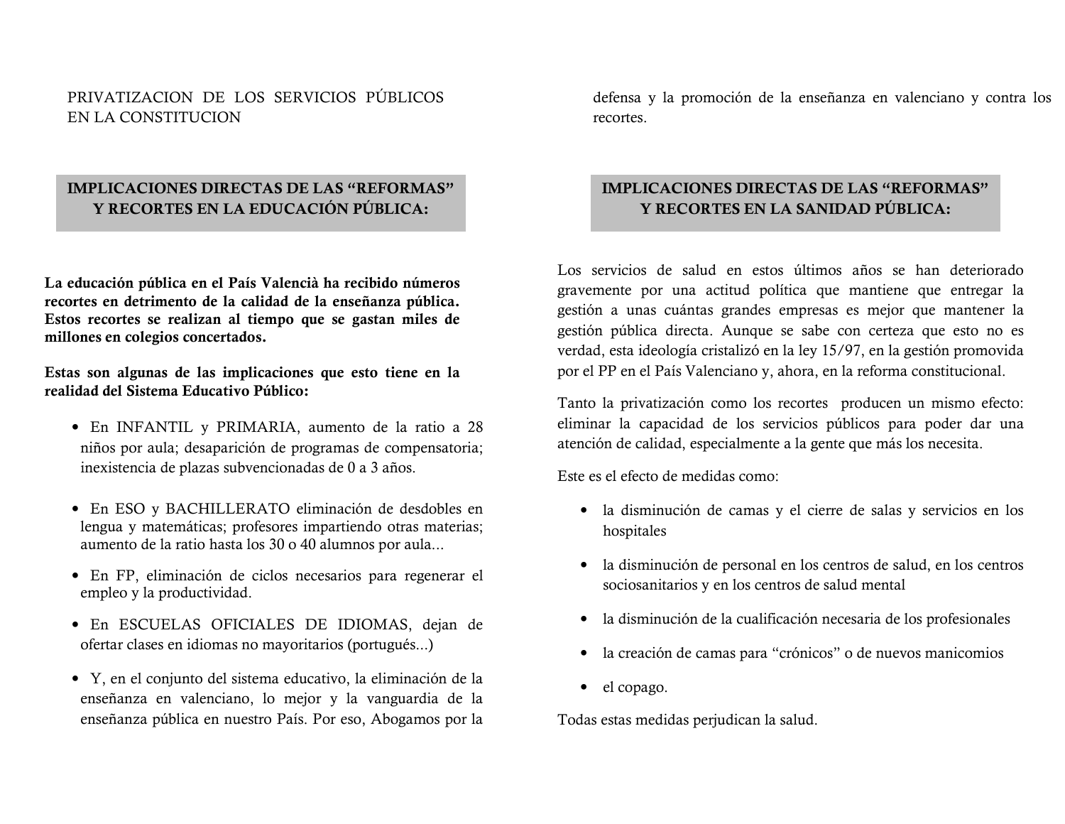PRIVATIZACION DE LOS SERVICIOS PÚBLICOS EN LA CONSTITUCION

## IMPLICACIONES DIRECTAS DE LAS "REFORMAS" Y RECORTES EN LA EDUCACIÓN PÚBLICA:

**La educación pública en el País Valencià ha recibido números recortes en detrimento de la calidad de la enseñanza pública. Estos recortes se realizan al tiempo que se gastan miles de millones en colegios concertados.**

**Estas son algunas de las implicaciones que esto tiene en la realidad del Sistema Educativo Público:**

- En INFANTIL y PRIMARIA, aumento de la ratio a 28 niños por aula; desaparición de programas de compensatoria; inexistencia de plazas subvencionadas de 0 a 3 años.
- En ESO y BACHILLERATO eliminación de desdobles en lengua y matemáticas; profesores impartiendo otras materias; aumento de la ratio hasta los 30 o 40 alumnos por aula...
- En FP, eliminación de ciclos necesarios para regenerar el empleo y la productividad.
- En ESCUELAS OFICIALES DE IDIOMAS, dejan de ofertar clases en idiomas no mayoritarios (portugués...)
- Y, en el conjunto del sistema educativo, la eliminación de la enseñanza en valenciano, lo mejor y la vanguardia de la enseñanza pública en nuestro País. Por eso, Abogamos por la defensa y la promoción de la enseñanza en valenciano y contra los recortes.

## IMPLICACIONES DIRECTAS DE LAS "REFORMAS" Y RECORTES EN LA SANIDAD PÚBLICA:

Los servicios de salud en estos últimos años se han deteriorado gravemente por una actitud política que mantiene que entregar la gestión a unas cuántas grandes empresas es mejor que mantener la gestión pública directa. Aunque se sabe con certeza que esto no es verdad, esta ideología cristalizó en la ley 15/97, en la gestión promovida por el PP en el País Valenciano y, ahora, en la reforma constitucional.

Tanto la privatización como los recortes producen un mismo efecto: eliminar la capacidad de los servicios públicos para poder dar una atención de calidad, especialmente a la gente que más los necesita.

Este es el efecto de medidas como:

- la disminución de camas y el cierre de salas y servicios en los hospitales
- la disminución de personal en los centros de salud, en los centros sociosanitarios y en los centros de salud mental
- la disminución de la cualificación necesaria de los profesionales
- la creación de camas para "crónicos" o de nuevos manicomios
- el copago.

Todas estas medidas perjudican la salud.